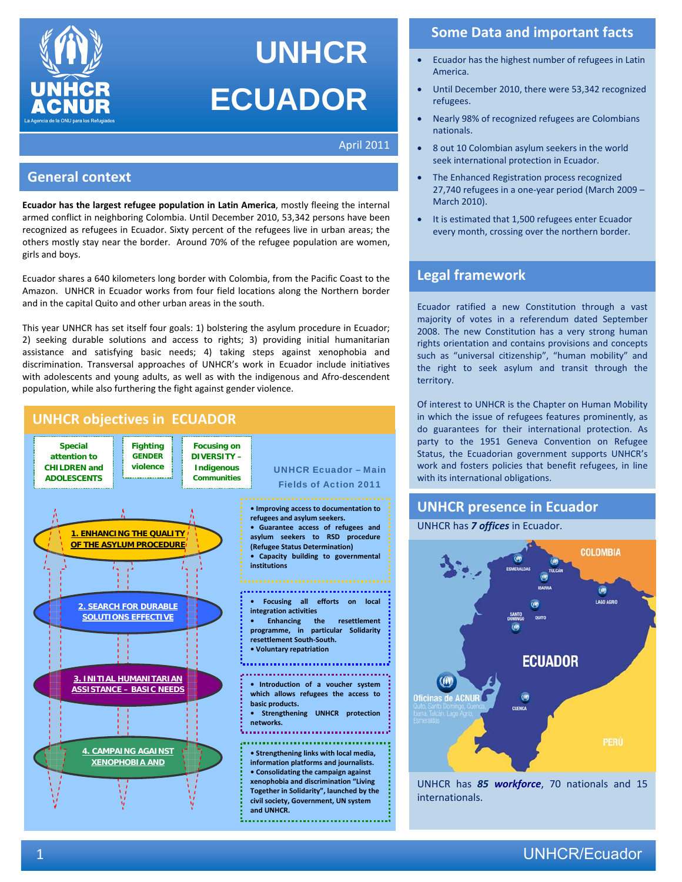# UNHCR ECUADOR

April 2011

## General context

**Ecuador has the largest refugee population in Latin America**, mostly fleeing the internal armed conflict in neighboring Colombia. Until December 2010, 53,342 persons have been recognized as refugees in Ecuador. Sixty percent of the refugees live in urban areas; the others mostly stay near the border. Around 70% of the refugee population are women, girls and boys.

Ecuador shares a 640 kilometers long border with Colombia, from the Pacific Coast to the Amazon. UNHCR in Ecuador works from four field locations along the Northern border and in the capital Quito and other urban areas in the south.

This year UNHCR has set itself four goals: 1) bolstering the asylum procedure in Ecuador; 2) seeking durable solutions and access to rights; 3) providing initial humanitarian assistance and satisfying basic needs; 4) taking steps against xenophobia and discrimination. Transversal approaches of UNHCR's work in Ecuador include initiatives with adolescents and young adults, as well as with the indigenous and Afro-descendent population, while also furthering the fight against gender violence.

## UNHCR objectives in ECUADOR

**UNHCR Ecuador – Main Fields of Action 2011**

Transversal approaches:
- **Special attention to CHILDREN and ADOLESCENTS**
- **Fighting GENDER violence**
- **Focusing on DIVERSITY – Indigenous Communities**

**1. ENHANCING THE QUALITY OF THE ASYLUM PROCEDURE**
- Improving access to documentation to refugees and asylum seekers.
- Guarantee access of refugees and asylum seekers to RSD procedure (Refugee Status Determination)
- Capacity building to governmental institutions

**2. SEARCH FOR DURABLE SOLUTIONS EFFECTIVE**
- Focusing all efforts on local integration activities
- Enhancing the resettlement programme, in particular Solidarity resettlement South-South.
- Voluntary repatriation

**3. INITIAL HUMANITARIAN ASSISTANCE – BASIC NEEDS**
- Introduction of a voucher system which allows refugees the access to basic products.
- Strengthening UNHCR protection networks.

**4. CAMPAING AGAINST XENOPHOBIA AND**
- Strengthening links with local media, information platforms and journalists.
- Consolidating the campaign against xenophobia and discrimination "Living Together in Solidarity", launched by the civil society, Government, UN system and UNHCR.

## Some Data and important facts

- Ecuador has the highest number of refugees in Latin America.
- Until December 2010, there were 53,342 recognized refugees.
- Nearly 98% of recognized refugees are Colombians nationals.
- 8 out 10 Colombian asylum seekers in the world seek international protection in Ecuador.
- The Enhanced Registration process recognized 27,740 refugees in a one-year period (March 2009 – March 2010).
- It is estimated that 1,500 refugees enter Ecuador every month, crossing over the northern border.

## Legal framework

Ecuador ratified a new Constitution through a vast majority of votes in a referendum dated September 2008. The new Constitution has a very strong human rights orientation and contains provisions and concepts such as "universal citizenship", "human mobility" and the right to seek asylum and transit through the territory.

Of interest to UNHCR is the Chapter on Human Mobility in which the issue of refugees features prominently, as do guarantees for their international protection. As party to the 1951 Geneva Convention on Refugee Status, the Ecuadorian government supports UNHCR's work and fosters policies that benefit refugees, in line with its international obligations.

## UNHCR presence in Ecuador

UNHCR has ***7 offices*** in Ecuador.

Oficinas de ACNUR: Quito, Santo Domingo, Cuenca, Ibarra, Tulcán, Lago Agrio, Esmeraldas

UNHCR has ***85 workforce***, 70 nationals and 15 internationals.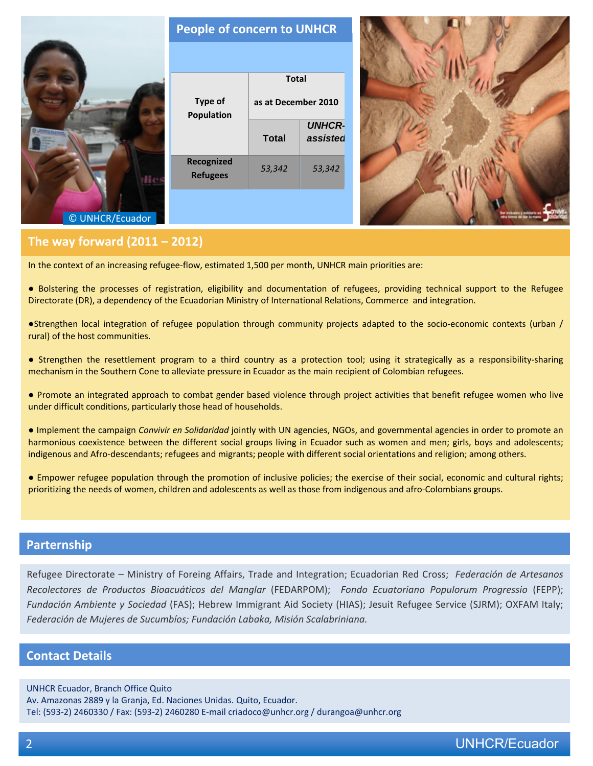## People of concern to UNHCR

| Type of Population | Total as at December 2010 | |
|---|---|---|
| | Total | *UNHCR-assisted* |
| Recognized Refugees | *53,342* | *53,342* |

© UNHCR/Ecuador

## The way forward (2011 – 2012)

In the context of an increasing refugee-flow, estimated 1,500 per month, UNHCR main priorities are:

● Bolstering the processes of registration, eligibility and documentation of refugees, providing technical support to the Refugee Directorate (DR), a dependency of the Ecuadorian Ministry of International Relations, Commerce and integration.

●Strengthen local integration of refugee population through community projects adapted to the socio-economic contexts (urban / rural) of the host communities.

● Strengthen the resettlement program to a third country as a protection tool; using it strategically as a responsibility-sharing mechanism in the Southern Cone to alleviate pressure in Ecuador as the main recipient of Colombian refugees.

● Promote an integrated approach to combat gender based violence through project activities that benefit refugee women who live under difficult conditions, particularly those head of households.

● Implement the campaign *Convivir en Solidaridad* jointly with UN agencies, NGOs, and governmental agencies in order to promote an harmonious coexistence between the different social groups living in Ecuador such as women and men; girls, boys and adolescents; indigenous and Afro-descendants; refugees and migrants; people with different social orientations and religion; among others.

● Empower refugee population through the promotion of inclusive policies; the exercise of their social, economic and cultural rights; prioritizing the needs of women, children and adolescents as well as those from indigenous and afro-Colombians groups.

## Parternship

Refugee Directorate – Ministry of Foreing Affairs, Trade and Integration; Ecuadorian Red Cross; *Federación de Artesanos Recolectores de Productos Bioacuáticos del Manglar* (FEDARPOM); *Fondo Ecuatoriano Populorum Progressio* (FEPP); *Fundación Ambiente y Sociedad* (FAS); Hebrew Immigrant Aid Society (HIAS); Jesuit Refugee Service (SJRM); OXFAM Italy; *Federación de Mujeres de Sucumbíos; Fundación Labaka, Misión Scalabriniana.*

## Contact Details

UNHCR Ecuador, Branch Office Quito
Av. Amazonas 2889 y la Granja, Ed. Naciones Unidas. Quito, Ecuador.
Tel: (593-2) 2460330 / Fax: (593-2) 2460280 E-mail criadoco@unhcr.org / durangoa@unhcr.org